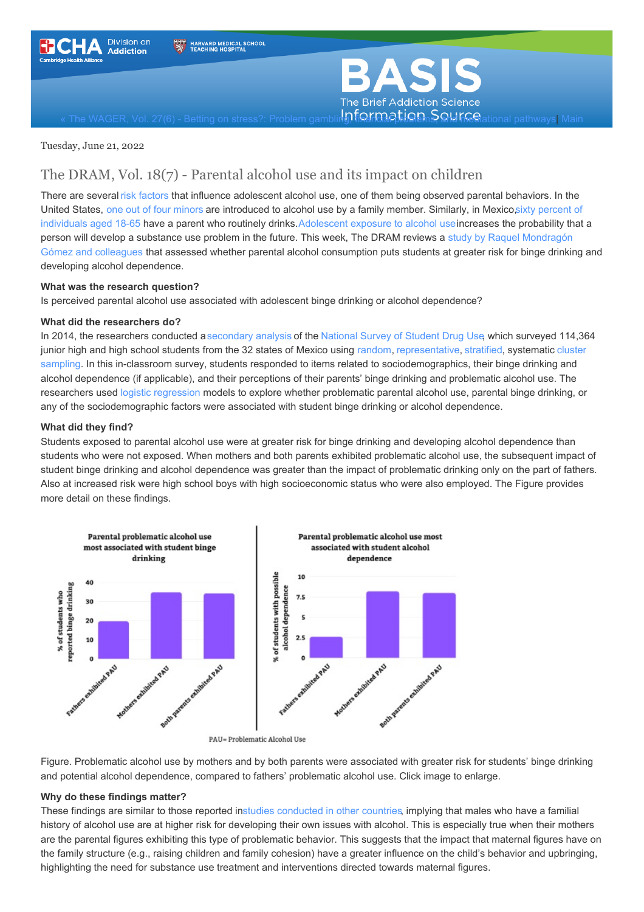« The WAGER, Vol. 27(6) - Betting on stress?: Problem gambling, mental problems, and mediational pathways | Main

Tuesday, June 21, 2022

## The DRAM, Vol. 18(7) - Parental alcohol use and its impact on children

There are several risk factors that influence adolescent alcohol use, one of them being observed parental behaviors. In the United States, one out of four minors are introduced to alcohol use by a family member. Similarly, in Mexico, sixty percent of individuals aged 18-65 have a parent who routinely drinks. Adolescent exposure to alcohol use increases the probability that a person will develop a substance use problem in the future. This week, The DRAM reviews a study by Raquel Mondragón Gómez and colleagues that assessed whether parental alcohol consumption puts students at greater risk for binge drinking and developing alcohol dependence.

**What was the research question?**

Is perceived parental alcohol use associated with adolescent binge drinking or alcohol dependence?

**What did the researchers do?**

In 2014, the researchers conducted a secondary analysis of the National Survey of Student Drug Use, which surveyed 114,364 junior high and high school students from the 32 states of Mexico using random, representative, stratified, systematic cluster sampling. In this in-classroom survey, students responded to items related to sociodemographics, their binge drinking and alcohol dependence (if applicable), and their perceptions of their parents' binge drinking and problematic alcohol use. The researchers used logistic regression models to explore whether problematic parental alcohol use, parental binge drinking, or any of the sociodemographic factors were associated with student binge drinking or alcohol dependence.

**What did they find?**

Students exposed to parental alcohol use were at greater risk for binge drinking and developing alcohol dependence than students who were not exposed. When mothers and both parents exhibited problematic alcohol use, the subsequent impact of student binge drinking and alcohol dependence was greater than the impact of problematic drinking only on the part of fathers. Also at increased risk were high school boys with high socioeconomic status who were also employed. The Figure provides more detail on these findings.

Figure. Problematic alcohol use by mothers and by both parents were associated with greater risk for students' binge drinking and potential alcohol dependence, compared to fathers' problematic alcohol use. Click image to enlarge.

**Why do these findings matter?**

These findings are similar to those reported in studies conducted in other countries, implying that males who have a familial history of alcohol use are at higher risk for developing their own issues with alcohol. This is especially true when their mothers are the parental figures exhibiting this type of problematic behavior. This suggests that the impact that maternal figures have on the family structure (e.g., raising children and family cohesion) have a greater influence on the child's behavior and upbringing, highlighting the need for substance use treatment and interventions directed towards maternal figures.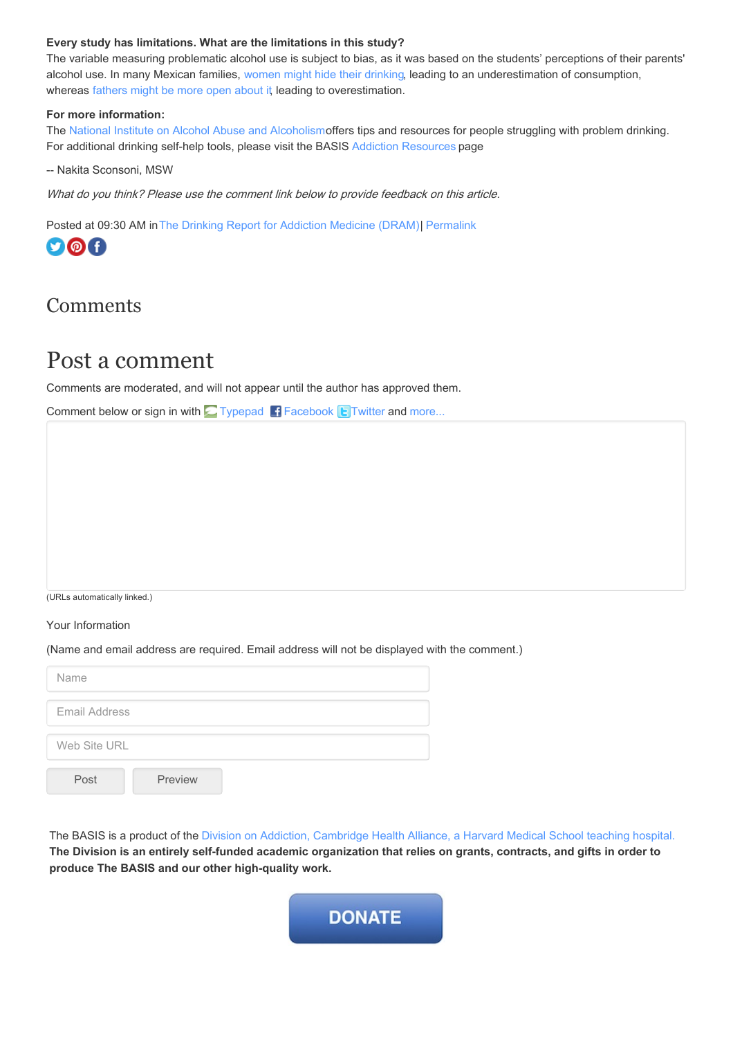**Every study has limitations. What are the limitations in this study?**

The variable measuring problematic alcohol use is subject to bias, as it was based on the students' perceptions of their parents' alcohol use. In many Mexican families, women might hide their drinking, leading to an underestimation of consumption, whereas fathers might be more open about it, leading to overestimation.

**For more information:**

The National Institute on Alcohol Abuse and Alcoholism offers tips and resources for people struggling with problem drinking. For additional drinking self-help tools, please visit the BASIS Addiction Resources page

-- Nakita Sconsoni, MSW

*What do you think? Please use the comment link below to provide feedback on this article.*

Posted at 09:30 AM in The Drinking Report for Addiction Medicine (DRAM) | Permalink

## Comments

## Post a comment

Comments are moderated, and will not appear until the author has approved them.

Comment below or sign in with Typepad Facebook Twitter and more...

(URLs automatically linked.)

Your Information

(Name and email address are required. Email address will not be displayed with the comment.)

Name

Email Address

Web Site URL

Post Preview

The BASIS is a product of the Division on Addiction, Cambridge Health Alliance, a Harvard Medical School teaching hospital.
**The Division is an entirely self-funded academic organization that relies on grants, contracts, and gifts in order to produce The BASIS and our other high-quality work.**

DONATE